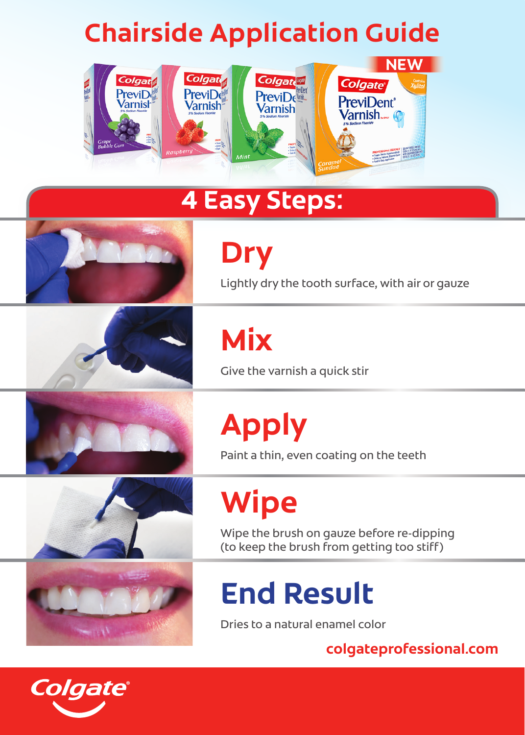# Chairside Application Guide

## 4 Easy Steps:

### Dry

Lightly dry the tooth surface, with air or gauze

### Mix

Give the varnish a quick stir

### Apply

Paint a thin, even coating on the teeth

### Wipe

Wipe the brush on gauze before re-dipping
(to keep the brush from getting too stiff)

### End Result

Dries to a natural enamel color

colgateprofessional.com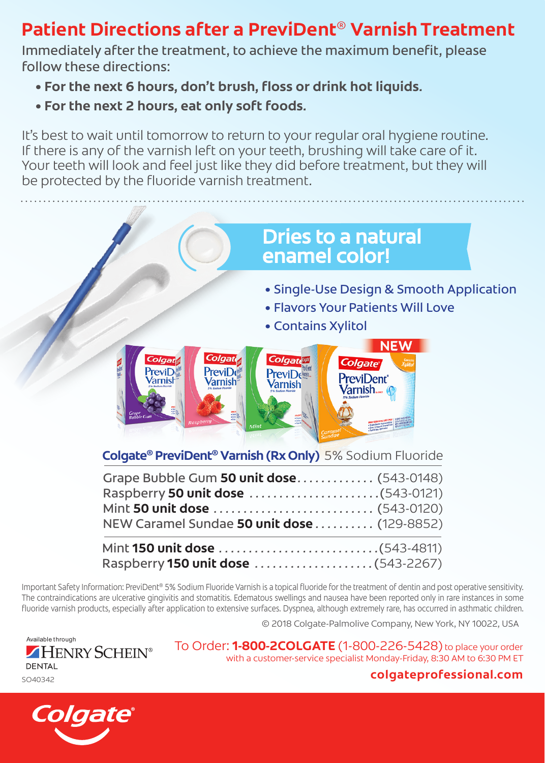# Patient Directions after a PreviDent® Varnish Treatment

Immediately after the treatment, to achieve the maximum benefit, please follow these directions:

- **For the next 6 hours, don't brush, floss or drink hot liquids.**
- **For the next 2 hours, eat only soft foods.**

It's best to wait until tomorrow to return to your regular oral hygiene routine. If there is any of the varnish left on your teeth, brushing will take care of it. Your teeth will look and feel just like they did before treatment, but they will be protected by the fluoride varnish treatment.

## Dries to a natural enamel color!

- Single-Use Design & Smooth Application
- Flavors Your Patients Will Love
- Contains Xylitol

NEW

**Colgate® PreviDent® Varnish (Rx Only)** 5% Sodium Fluoride

| | |
|---|---|
| Grape Bubble Gum **50 unit dose** | (543-0148) |
| Raspberry **50 unit dose** | (543-0121) |
| Mint **50 unit dose** | (543-0120) |
| NEW Caramel Sundae **50 unit dose** | (129-8852) |
| Mint **150 unit dose** | (543-4811) |
| Raspberry **150 unit dose** | (543-2267) |

Important Safety Information: PreviDent® 5% Sodium Fluoride Varnish is a topical fluoride for the treatment of dentin and post operative sensitivity. The contraindications are ulcerative gingivitis and stomatitis. Edematous swellings and nausea have been reported only in rare instances in some fluoride varnish products, especially after application to extensive surfaces. Dyspnea, although extremely rare, has occurred in asthmatic children.

© 2018 Colgate-Palmolive Company, New York, NY 10022, USA

Available through HENRY SCHEIN® DENTAL

To Order: **1-800-2COLGATE** (1-800-226-5428) to place your order with a customer-service specialist Monday-Friday, 8:30 AM to 6:30 PM ET

**colgateprofessional.com**

SO40342

Colgate®